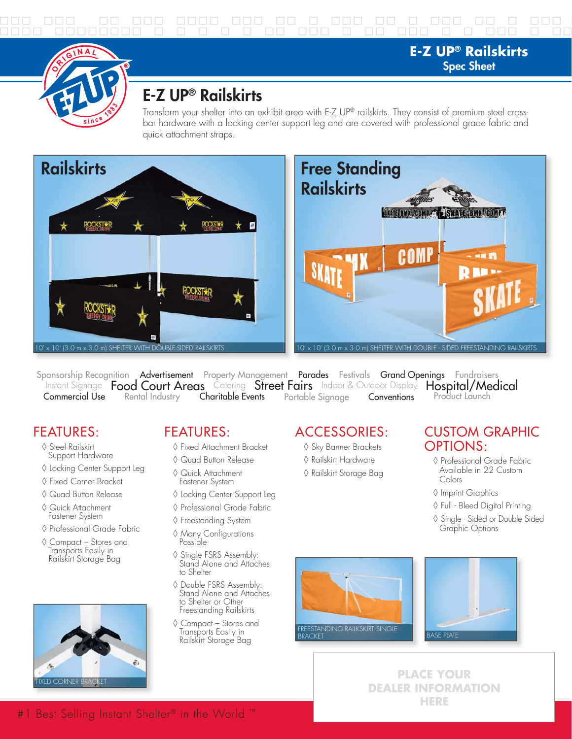## E-Z UP® Railskirts
Spec Sheet

# E-Z UP® Railskirts

Transform your shelter into an exhibit area with E-Z UP® railskirts. They consist of premium steel cross-bar hardware with a locking center support leg and are covered with professional grade fabric and quick attachment straps.

**Railskirts**

10' x 10' (3.0 m x 3.0 m) SHELTER WITH DOUBLE-SIDED RAILSKIRTS

**Free Standing Railskirts**

10' x 10' (3.0 m x 3.0 m) SHELTER WITH DOUBLE - SIDED FREESTANDING RAILSKIRTS

Sponsorship Recognition Advertisement Property Management Parades Festivals Grand Openings Fundraisers Instant Signage Food Court Areas Catering Street Fairs Indoor & Outdoor Display Hospital/Medical Commercial Use Rental Industry Charitable Events Portable Signage Conventions Product Launch

## FEATURES:

- ◊ Steel Railskirt Support Hardware
- ◊ Locking Center Support Leg
- ◊ Fixed Corner Bracket
- ◊ Quad Button Release
- ◊ Quick Attachment Fastener System
- ◊ Professional Grade Fabric
- ◊ Compact – Stores and Transports Easily in Railskirt Storage Bag

FIXED CORNER BRACKET

## FEATURES:

- ◊ Fixed Attachment Bracket
- ◊ Quad Button Release
- ◊ Quick Attachment Fastener System
- ◊ Locking Center Support Leg
- ◊ Professional Grade Fabric
- ◊ Freestanding System
- ◊ Many Configurations Possible
- ◊ Single FSRS Assembly: Stand Alone and Attaches to Shelter
- ◊ Double FSRS Assembly: Stand Alone and Attaches to Shelter or Other Freestanding Railskirts
- ◊ Compact – Stores and Transports Easily in Railskirt Storage Bag

## ACCESSORIES:

- ◊ Sky Banner Brackets
- ◊ Railskirt Hardware
- ◊ Railskirt Storage Bag

## CUSTOM GRAPHIC OPTIONS:

- ◊ Professional Grade Fabric Available in 22 Custom Colors
- ◊ Imprint Graphics
- ◊ Full - Bleed Digital Printing
- ◊ Single - Sided or Double Sided Graphic Options

FREESTANDING RAILSKIRT SINGLE BRACKET

BASE PLATE

PLACE YOUR DEALER INFORMATION HERE

#1 Best Selling Instant Shelter® in the World ™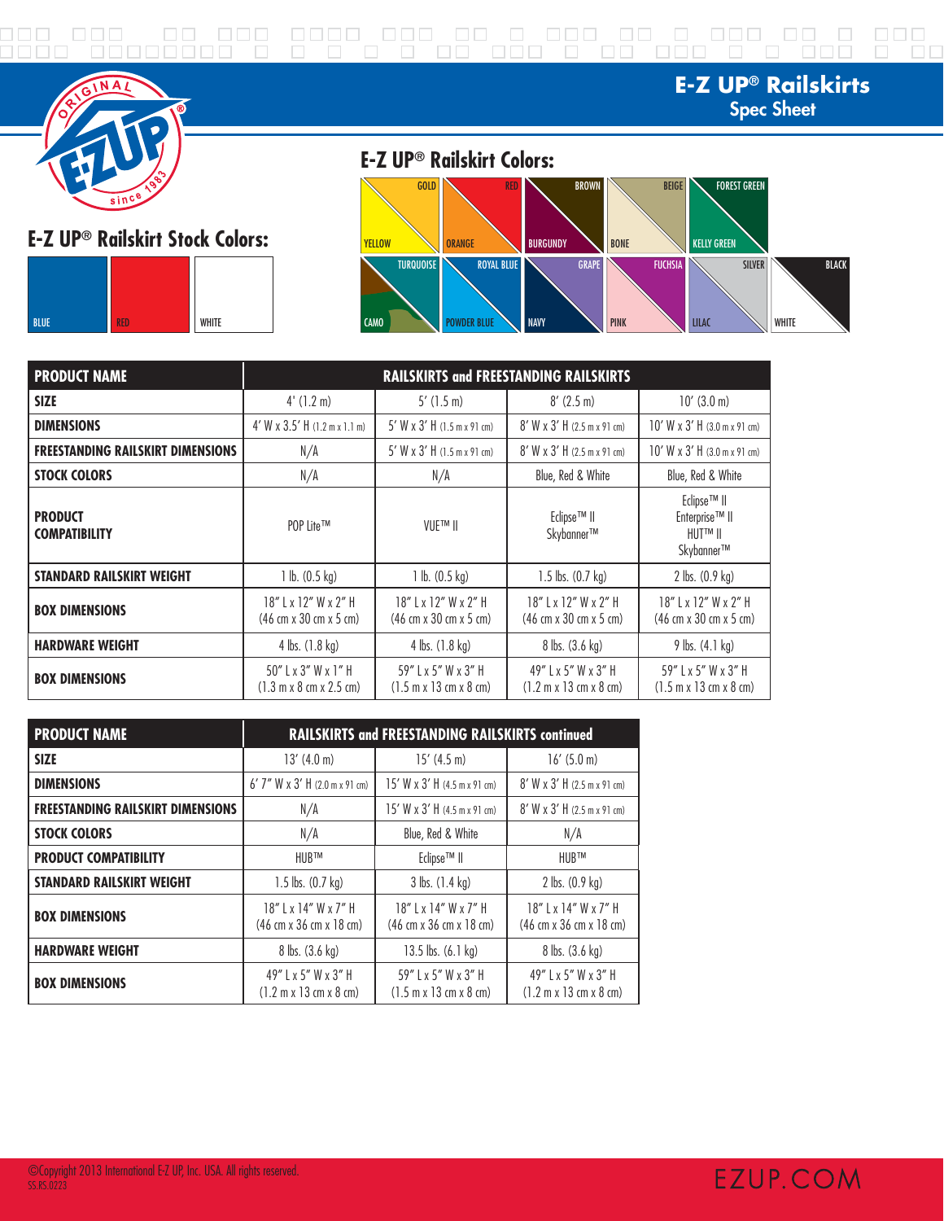# E-Z UP® Railskirts

## Spec Sheet

## E-Z UP® Railskirt Stock Colors:

BLUE
RED
WHITE

## E-Z UP® Railskirt Colors:

GOLD
YELLOW
RED
ORANGE
BROWN
BURGUNDY
BEIGE
BONE
FOREST GREEN
KELLY GREEN
TURQUOISE
CAMO
ROYAL BLUE
POWDER BLUE
GRAPE
NAVY
FUCHSIA
PINK
SILVER
LILAC
BLACK
WHITE

| PRODUCT NAME | RAILSKIRTS and FREESTANDING RAILSKIRTS | | | |
|---|---|---|---|---|
| SIZE | 4' (1.2 m) | 5' (1.5 m) | 8' (2.5 m) | 10' (3.0 m) |
| DIMENSIONS | 4' W x 3.5' H (1.2 m x 1.1 m) | 5' W x 3' H (1.5 m x 91 cm) | 8' W x 3' H (2.5 m x 91 cm) | 10' W x 3' H (3.0 m x 91 cm) |
| FREESTANDING RAILSKIRT DIMENSIONS | N/A | 5' W x 3' H (1.5 m x 91 cm) | 8' W x 3' H (2.5 m x 91 cm) | 10' W x 3' H (3.0 m x 91 cm) |
| STOCK COLORS | N/A | N/A | Blue, Red & White | Blue, Red & White |
| PRODUCT COMPATIBILITY | POP Lite™ | VUE™ II | Eclipse™ II<br>Skybanner™ | Eclipse™ II<br>Enterprise™ II<br>HUT™ II<br>Skybanner™ |
| STANDARD RAILSKIRT WEIGHT | 1 lb. (0.5 kg) | 1 lb. (0.5 kg) | 1.5 lbs. (0.7 kg) | 2 lbs. (0.9 kg) |
| BOX DIMENSIONS | 18" L x 12" W x 2" H (46 cm x 30 cm x 5 cm) | 18" L x 12" W x 2" H (46 cm x 30 cm x 5 cm) | 18" L x 12" W x 2" H (46 cm x 30 cm x 5 cm) | 18" L x 12" W x 2" H (46 cm x 30 cm x 5 cm) |
| HARDWARE WEIGHT | 4 lbs. (1.8 kg) | 4 lbs. (1.8 kg) | 8 lbs. (3.6 kg) | 9 lbs. (4.1 kg) |
| BOX DIMENSIONS | 50" L x 3" W x 1" H (1.3 m x 8 cm x 2.5 cm) | 59" L x 5" W x 3" H (1.5 m x 13 cm x 8 cm) | 49" L x 5" W x 3" H (1.2 m x 13 cm x 8 cm) | 59" L x 5" W x 3" H (1.5 m x 13 cm x 8 cm) |

| PRODUCT NAME | RAILSKIRTS and FREESTANDING RAILSKIRTS continued | | |
|---|---|---|---|
| SIZE | 13' (4.0 m) | 15' (4.5 m) | 16' (5.0 m) |
| DIMENSIONS | 6' 7" W x 3' H (2.0 m x 91 cm) | 15' W x 3' H (4.5 m x 91 cm) | 8' W x 3' H (2.5 m x 91 cm) |
| FREESTANDING RAILSKIRT DIMENSIONS | N/A | 15' W x 3' H (4.5 m x 91 cm) | 8' W x 3' H (2.5 m x 91 cm) |
| STOCK COLORS | N/A | Blue, Red & White | N/A |
| PRODUCT COMPATIBILITY | HUB™ | Eclipse™ II | HUB™ |
| STANDARD RAILSKIRT WEIGHT | 1.5 lbs. (0.7 kg) | 3 lbs. (1.4 kg) | 2 lbs. (0.9 kg) |
| BOX DIMENSIONS | 18" L x 14" W x 7" H (46 cm x 36 cm x 18 cm) | 18" L x 14" W x 7" H (46 cm x 36 cm x 18 cm) | 18" L x 14" W x 7" H (46 cm x 36 cm x 18 cm) |
| HARDWARE WEIGHT | 8 lbs. (3.6 kg) | 13.5 lbs. (6.1 kg) | 8 lbs. (3.6 kg) |
| BOX DIMENSIONS | 49" L x 5" W x 3" H (1.2 m x 13 cm x 8 cm) | 59" L x 5" W x 3" H (1.5 m x 13 cm x 8 cm) | 49" L x 5" W x 3" H (1.2 m x 13 cm x 8 cm) |

©Copyright 2013 International E-Z UP, Inc. USA. All rights reserved.
SS.RS.0223

EZUP.COM